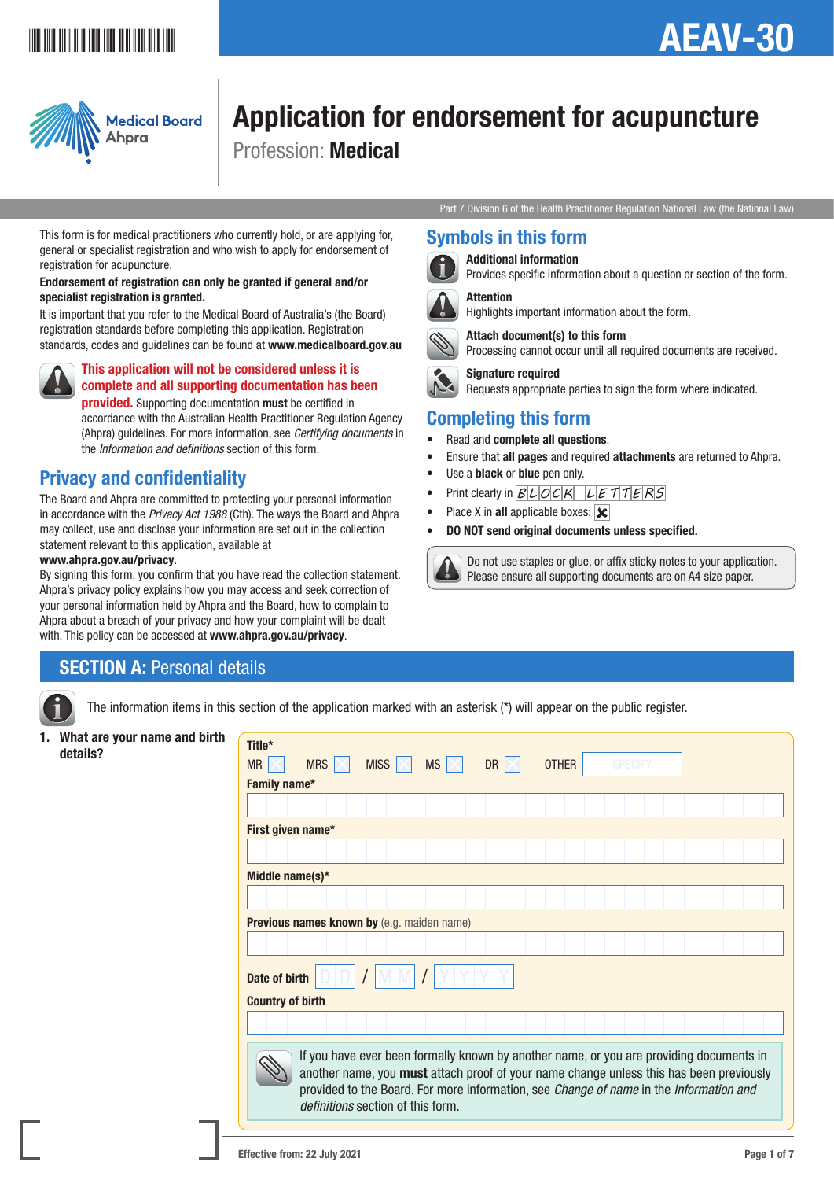# AEAV-30

Medical Board Ahpra

# Application for endorsement for acupuncture

Profession: **Medical**

Part 7 Division 6 of the Health Practitioner Regulation National Law (the National Law)

This form is for medical practitioners who currently hold, or are applying for, general or specialist registration and who wish to apply for endorsement of registration for acupuncture.

**Endorsement of registration can only be granted if general and/or specialist registration is granted.**

It is important that you refer to the Medical Board of Australia's (the Board) registration standards before completing this application. Registration standards, codes and guidelines can be found at **www.medicalboard.gov.au**

**This application will not be considered unless it is complete and all supporting documentation has been provided.** Supporting documentation **must** be certified in accordance with the Australian Health Practitioner Regulation Agency (Ahpra) guidelines. For more information, see *Certifying documents* in the *Information and definitions* section of this form.

## Privacy and confidentiality

The Board and Ahpra are committed to protecting your personal information in accordance with the *Privacy Act 1988* (Cth). The ways the Board and Ahpra may collect, use and disclose your information are set out in the collection statement relevant to this application, available at **www.ahpra.gov.au/privacy**.

By signing this form, you confirm that you have read the collection statement. Ahpra's privacy policy explains how you may access and seek correction of your personal information held by Ahpra and the Board, how to complain to Ahpra about a breach of your privacy and how your complaint will be dealt with. This policy can be accessed at **www.ahpra.gov.au/privacy**.

## Symbols in this form

**Additional information**
Provides specific information about a question or section of the form.

**Attention**
Highlights important information about the form.

**Attach document(s) to this form**
Processing cannot occur until all required documents are received.

**Signature required**
Requests appropriate parties to sign the form where indicated.

## Completing this form

- Read and **complete all questions**.
- Ensure that **all pages** and required **attachments** are returned to Ahpra.
- Use a **black** or **blue** pen only.
- Print clearly in BLOCK LETTERS
- Place X in **all** applicable boxes: ☒
- **DO NOT send original documents unless specified.**

Do not use staples or glue, or affix sticky notes to your application. Please ensure all supporting documents are on A4 size paper.

## SECTION A: Personal details

The information items in this section of the application marked with an asterisk (*) will appear on the public register.

**1. What are your name and birth details?**

**Title***
MR ☐ MRS ☐ MISS ☐ MS ☐ DR ☐ OTHER [SPECIFY]

**Family name***

**First given name***

**Middle name(s)***

**Previous names known by** (e.g. maiden name)

**Date of birth** D D / M M / Y Y Y Y

**Country of birth**

If you have ever been formally known by another name, or you are providing documents in another name, you **must** attach proof of your name change unless this has been previously provided to the Board. For more information, see *Change of name* in the *Information and definitions* section of this form.

Effective from: 22 July 2021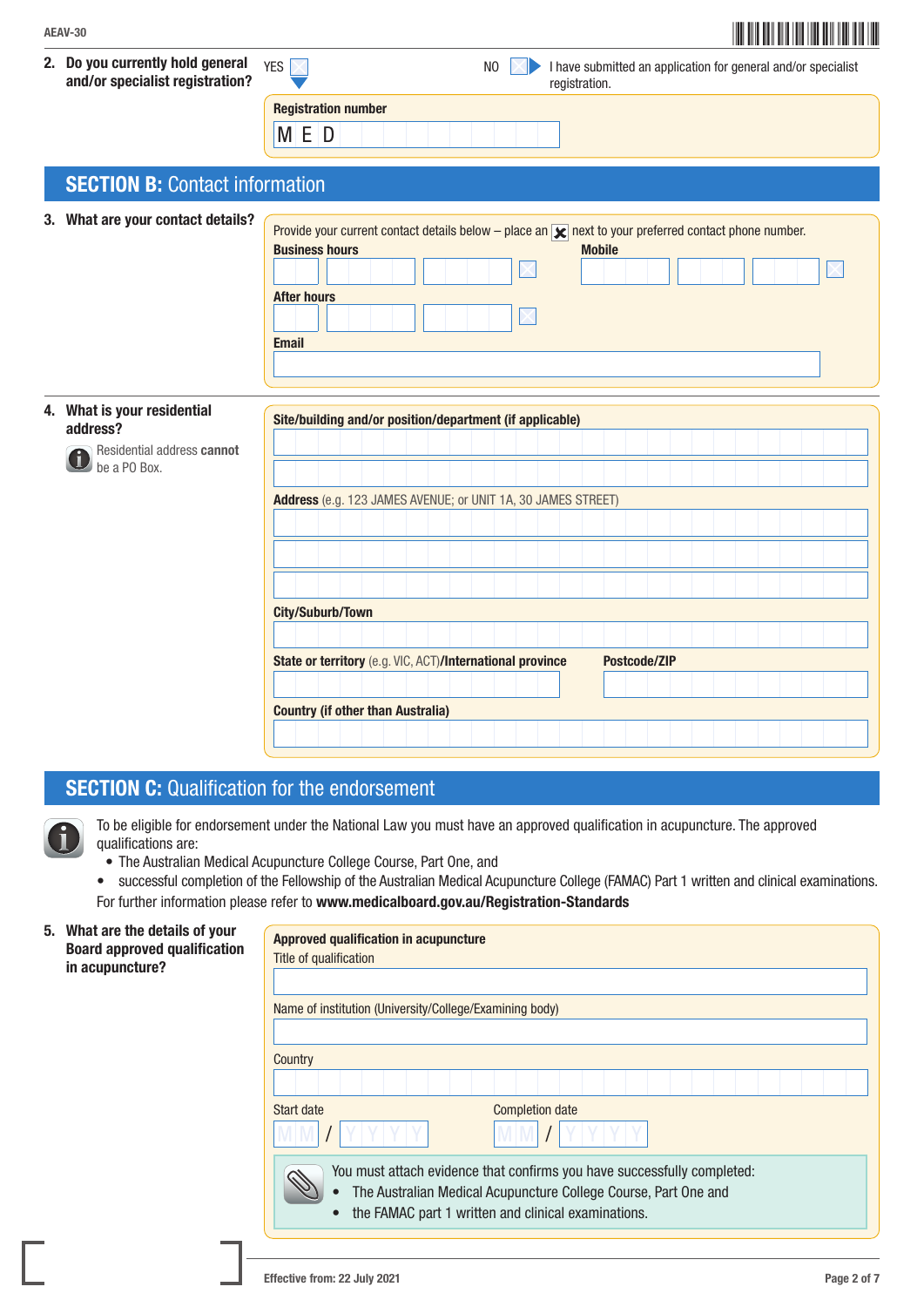**2. Do you currently hold general and/or specialist registration?**

YES ☐ NO ☐ ▶ I have submitted an application for general and/or specialist registration.

**Registration number**

M E D

## SECTION B: Contact information

**3. What are your contact details?**

Provide your current contact details below – place an ☒ next to your preferred contact phone number.

**Business hours** ☐

**Mobile** ☐

**After hours** ☐

**Email**

**4. What is your residential address?**

Residential address **cannot** be a PO Box.

**Site/building and/or position/department (if applicable)**

**Address** (e.g. 123 JAMES AVENUE; or UNIT 1A, 30 JAMES STREET)

**City/Suburb/Town**

**State or territory** (e.g. VIC, ACT)/**International province**

**Postcode/ZIP**

**Country (if other than Australia)**

## SECTION C: Qualification for the endorsement

To be eligible for endorsement under the National Law you must have an approved qualification in acupuncture. The approved qualifications are:

- The Australian Medical Acupuncture College Course, Part One, and
- successful completion of the Fellowship of the Australian Medical Acupuncture College (FAMAC) Part 1 written and clinical examinations.

For further information please refer to **www.medicalboard.gov.au/Registration-Standards**

**5. What are the details of your Board approved qualification in acupuncture?**

**Approved qualification in acupuncture**

Title of qualification

Name of institution (University/College/Examining body)

Country

Start date MM / YYYY

Completion date MM / YYYY

You must attach evidence that confirms you have successfully completed:

- The Australian Medical Acupuncture College Course, Part One and
- the FAMAC part 1 written and clinical examinations.

Effective from: 22 July 2021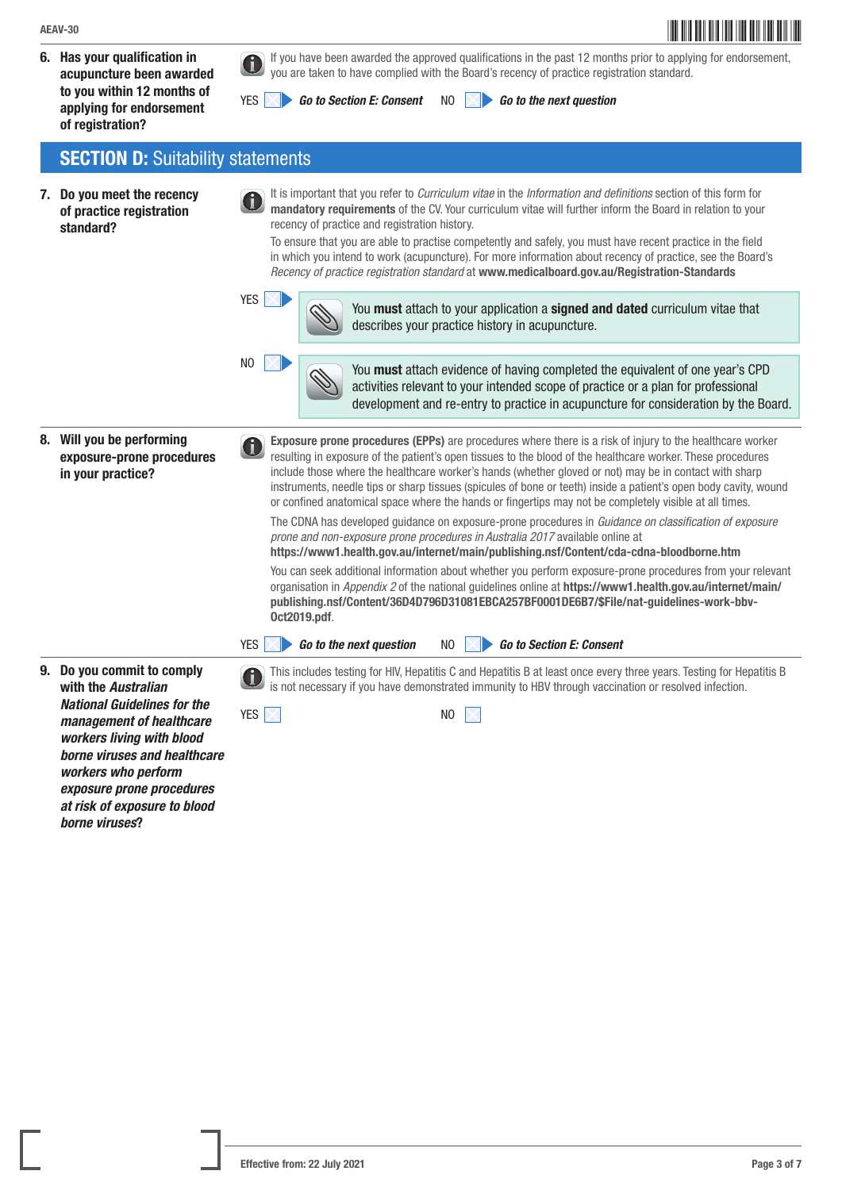**6. Has your qualification in acupuncture been awarded to you within 12 months of applying for endorsement of registration?**

If you have been awarded the approved qualifications in the past 12 months prior to applying for endorsement, you are taken to have complied with the Board's recency of practice registration standard.

YES ☐ ***Go to Section E: Consent*** NO ☐ ***Go to the next question***

## SECTION D: Suitability statements

**7. Do you meet the recency of practice registration standard?**

It is important that you refer to *Curriculum vitae* in the *Information and definitions* section of this form for **mandatory requirements** of the CV. Your curriculum vitae will further inform the Board in relation to your recency of practice and registration history.

To ensure that you are able to practise competently and safely, you must have recent practice in the field in which you intend to work (acupuncture). For more information about recency of practice, see the Board's *Recency of practice registration standard* at **www.medicalboard.gov.au/Registration-Standards**

YES ☐ You **must** attach to your application a **signed and dated** curriculum vitae that describes your practice history in acupuncture.

NO ☐ You **must** attach evidence of having completed the equivalent of one year's CPD activities relevant to your intended scope of practice or a plan for professional development and re-entry to practice in acupuncture for consideration by the Board.

**8. Will you be performing exposure-prone procedures in your practice?**

**Exposure prone procedures (EPPs)** are procedures where there is a risk of injury to the healthcare worker resulting in exposure of the patient's open tissues to the blood of the healthcare worker. These procedures include those where the healthcare worker's hands (whether gloved or not) may be in contact with sharp instruments, needle tips or sharp tissues (spicules of bone or teeth) inside a patient's open body cavity, wound or confined anatomical space where the hands or fingertips may not be completely visible at all times.

The CDNA has developed guidance on exposure-prone procedures in *Guidance on classification of exposure prone and non-exposure prone procedures in Australia 2017* available online at **https://www1.health.gov.au/internet/main/publishing.nsf/Content/cda-cdna-bloodborne.htm**

You can seek additional information about whether you perform exposure-prone procedures from your relevant organisation in *Appendix 2* of the national guidelines online at **https://www1.health.gov.au/internet/main/publishing.nsf/Content/36D4D796D31081EBCA257BF0001DE6B7/$File/nat-guidelines-work-bbv-Oct2019.pdf**.

YES ☐ ***Go to the next question*** NO ☐ ***Go to Section E: Consent***

**9. Do you commit to comply with the *Australian National Guidelines for the management of healthcare workers living with blood borne viruses and healthcare workers who perform exposure prone procedures at risk of exposure to blood borne viruses*?**

This includes testing for HIV, Hepatitis C and Hepatitis B at least once every three years. Testing for Hepatitis B is not necessary if you have demonstrated immunity to HBV through vaccination or resolved infection.

YES ☐ NO ☐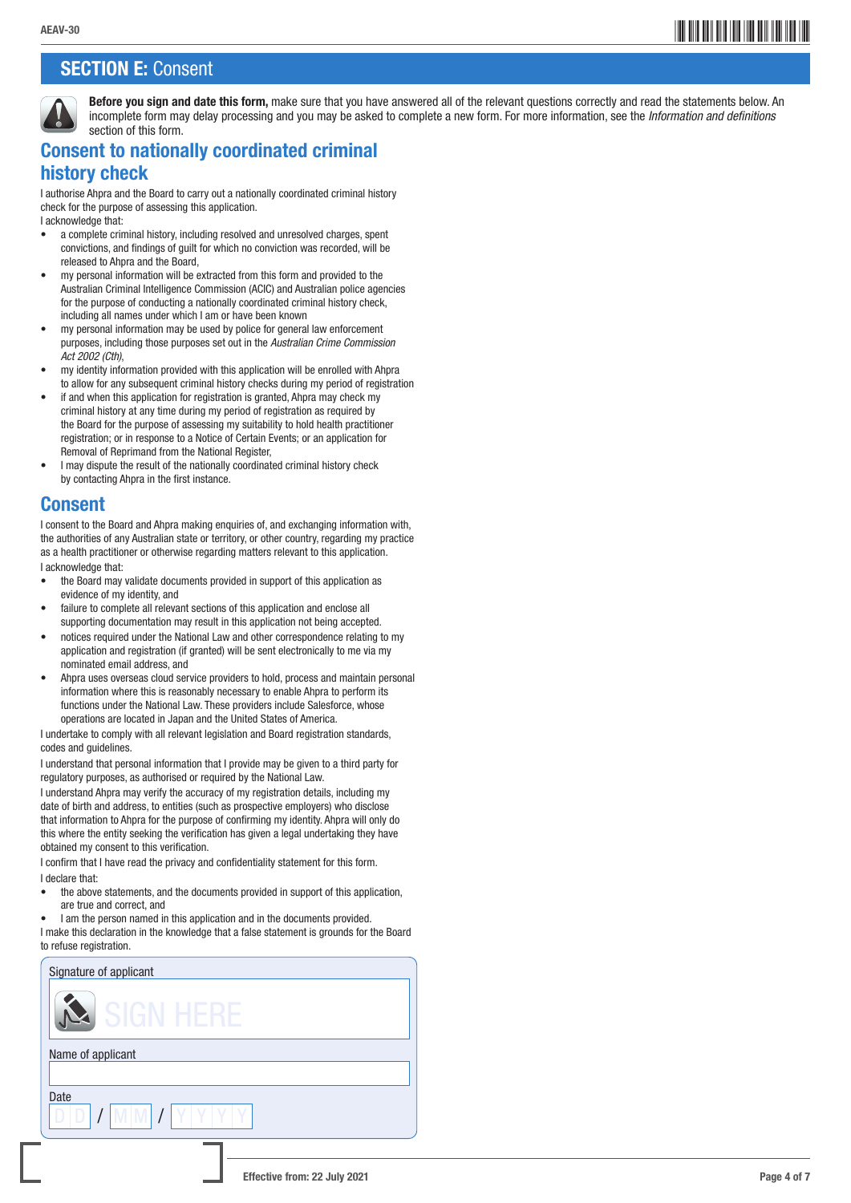## SECTION E: Consent

**Before you sign and date this form,** make sure that you have answered all of the relevant questions correctly and read the statements below. An incomplete form may delay processing and you may be asked to complete a new form. For more information, see the *Information and definitions* section of this form.

### Consent to nationally coordinated criminal history check

I authorise Ahpra and the Board to carry out a nationally coordinated criminal history check for the purpose of assessing this application.

I acknowledge that:

- a complete criminal history, including resolved and unresolved charges, spent convictions, and findings of guilt for which no conviction was recorded, will be released to Ahpra and the Board,
- my personal information will be extracted from this form and provided to the Australian Criminal Intelligence Commission (ACIC) and Australian police agencies for the purpose of conducting a nationally coordinated criminal history check, including all names under which I am or have been known
- my personal information may be used by police for general law enforcement purposes, including those purposes set out in the *Australian Crime Commission Act 2002 (Cth),*
- my identity information provided with this application will be enrolled with Ahpra to allow for any subsequent criminal history checks during my period of registration
- if and when this application for registration is granted, Ahpra may check my criminal history at any time during my period of registration as required by the Board for the purpose of assessing my suitability to hold health practitioner registration; or in response to a Notice of Certain Events; or an application for Removal of Reprimand from the National Register,
- I may dispute the result of the nationally coordinated criminal history check by contacting Ahpra in the first instance.

### Consent

I consent to the Board and Ahpra making enquiries of, and exchanging information with, the authorities of any Australian state or territory, or other country, regarding my practice as a health practitioner or otherwise regarding matters relevant to this application.

I acknowledge that:

- the Board may validate documents provided in support of this application as evidence of my identity, and
- failure to complete all relevant sections of this application and enclose all supporting documentation may result in this application not being accepted.
- notices required under the National Law and other correspondence relating to my application and registration (if granted) will be sent electronically to me via my nominated email address, and
- Ahpra uses overseas cloud service providers to hold, process and maintain personal information where this is reasonably necessary to enable Ahpra to perform its functions under the National Law. These providers include Salesforce, whose operations are located in Japan and the United States of America.

I undertake to comply with all relevant legislation and Board registration standards, codes and guidelines.

I understand that personal information that I provide may be given to a third party for regulatory purposes, as authorised or required by the National Law.

I understand Ahpra may verify the accuracy of my registration details, including my date of birth and address, to entities (such as prospective employers) who disclose that information to Ahpra for the purpose of confirming my identity. Ahpra will only do this where the entity seeking the verification has given a legal undertaking they have obtained my consent to this verification.

I confirm that I have read the privacy and confidentiality statement for this form.

I declare that:

- the above statements, and the documents provided in support of this application, are true and correct, and
- I am the person named in this application and in the documents provided.

I make this declaration in the knowledge that a false statement is grounds for the Board to refuse registration.

Signature of applicant

SIGN HERE

Name of applicant

Date

D D / M M / Y Y Y Y

Effective from: 22 July 2021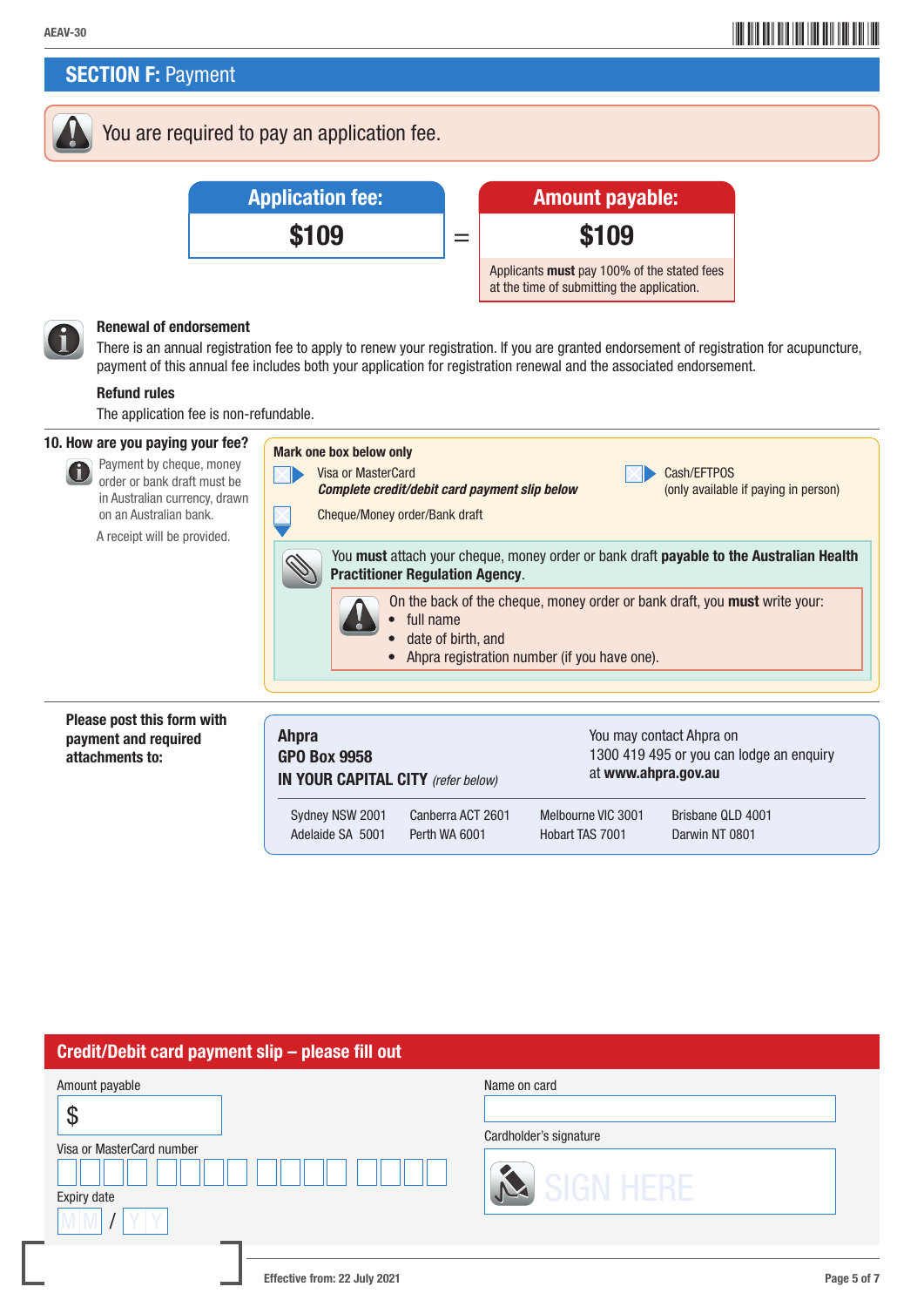## SECTION F: Payment

You are required to pay an application fee.

| Application fee: | | Amount payable: |
|---|---|---|
| **$109** | = | **$109** |
| | | Applicants **must** pay 100% of the stated fees at the time of submitting the application. |

**Renewal of endorsement**

There is an annual registration fee to apply to renew your registration. If you are granted endorsement of registration for acupuncture, payment of this annual fee includes both your application for registration renewal and the associated endorsement.

**Refund rules**

The application fee is non-refundable.

**10. How are you paying your fee?**

Payment by cheque, money order or bank draft must be in Australian currency, drawn on an Australian bank.

A receipt will be provided.

**Mark one box below only**

- ☐ Visa or MasterCard
  ***Complete credit/debit card payment slip below***
- ☐ Cash/EFTPOS
  (only available if paying in person)
- ☐ Cheque/Money order/Bank draft

You **must** attach your cheque, money order or bank draft **payable to the Australian Health Practitioner Regulation Agency**.

On the back of the cheque, money order or bank draft, you **must** write your:

- full name
- date of birth, and
- Ahpra registration number (if you have one).

**Please post this form with payment and required attachments to:**

**Ahpra**
**GPO Box 9958**
**IN YOUR CAPITAL CITY** *(refer below)*

You may contact Ahpra on 1300 419 495 or you can lodge an enquiry at **www.ahpra.gov.au**

| | | | |
|---|---|---|---|
| Sydney NSW 2001 | Canberra ACT 2601 | Melbourne VIC 3001 | Brisbane QLD 4001 |
| Adelaide SA 5001 | Perth WA 6001 | Hobart TAS 7001 | Darwin NT 0801 |

## Credit/Debit card payment slip – please fill out

Amount payable

$

Name on card

Visa or MasterCard number

Cardholder's signature

SIGN HERE

Expiry date

MM / YY

Effective from: 22 July 2021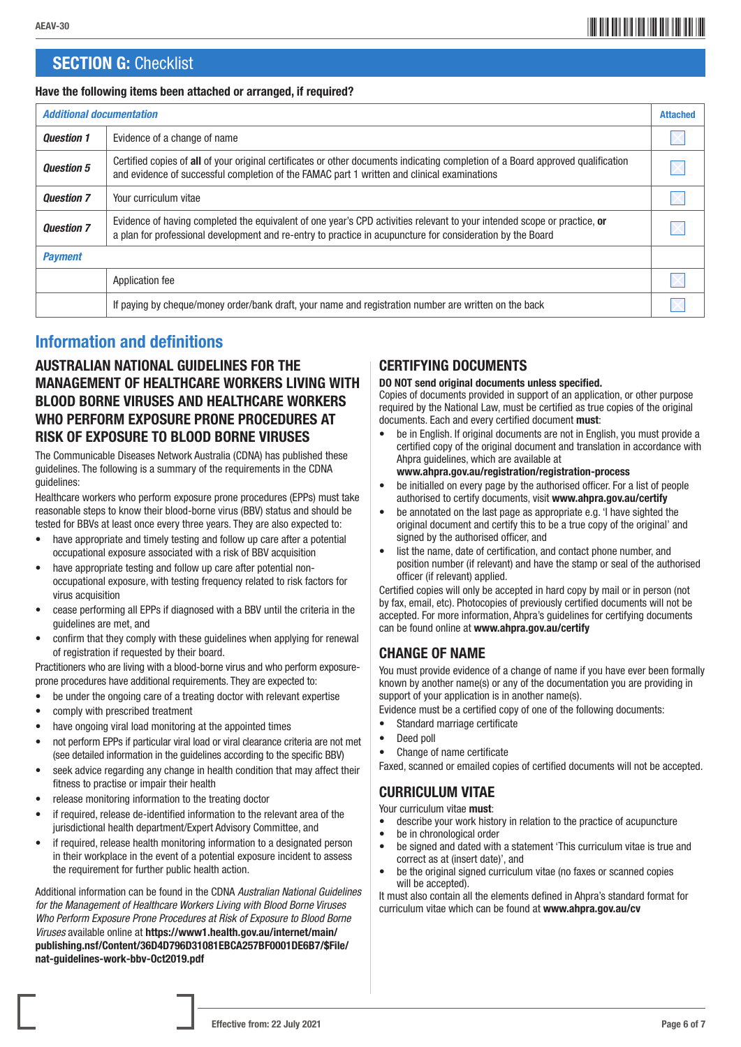## SECTION G: Checklist

**Have the following items been attached or arranged, if required?**

| *Additional documentation* | | Attached |
|---|---|---|
| ***Question 1*** | Evidence of a change of name | ☐ |
| ***Question 5*** | Certified copies of **all** of your original certificates or other documents indicating completion of a Board approved qualification and evidence of successful completion of the FAMAC part 1 written and clinical examinations | ☐ |
| ***Question 7*** | Your curriculum vitae | ☐ |
| ***Question 7*** | Evidence of having completed the equivalent of one year's CPD activities relevant to your intended scope or practice, **or** a plan for professional development and re-entry to practice in acupuncture for consideration by the Board | ☐ |
| ***Payment*** | | |
| | Application fee | ☐ |
| | If paying by cheque/money order/bank draft, your name and registration number are written on the back | ☐ |

# Information and definitions

### AUSTRALIAN NATIONAL GUIDELINES FOR THE MANAGEMENT OF HEALTHCARE WORKERS LIVING WITH BLOOD BORNE VIRUSES AND HEALTHCARE WORKERS WHO PERFORM EXPOSURE PRONE PROCEDURES AT RISK OF EXPOSURE TO BLOOD BORNE VIRUSES

The Communicable Diseases Network Australia (CDNA) has published these guidelines. The following is a summary of the requirements in the CDNA guidelines:

Healthcare workers who perform exposure prone procedures (EPPs) must take reasonable steps to know their blood-borne virus (BBV) status and should be tested for BBVs at least once every three years. They are also expected to:

- have appropriate and timely testing and follow up care after a potential occupational exposure associated with a risk of BBV acquisition
- have appropriate testing and follow up care after potential non-occupational exposure, with testing frequency related to risk factors for virus acquisition
- cease performing all EPPs if diagnosed with a BBV until the criteria in the guidelines are met, and
- confirm that they comply with these guidelines when applying for renewal of registration if requested by their board.

Practitioners who are living with a blood-borne virus and who perform exposure-prone procedures have additional requirements. They are expected to:

- be under the ongoing care of a treating doctor with relevant expertise
- comply with prescribed treatment
- have ongoing viral load monitoring at the appointed times
- not perform EPPs if particular viral load or viral clearance criteria are not met (see detailed information in the guidelines according to the specific BBV)
- seek advice regarding any change in health condition that may affect their fitness to practise or impair their health
- release monitoring information to the treating doctor
- if required, release de-identified information to the relevant area of the jurisdictional health department/Expert Advisory Committee, and
- if required, release health monitoring information to a designated person in their workplace in the event of a potential exposure incident to assess the requirement for further public health action.

Additional information can be found in the CDNA *Australian National Guidelines for the Management of Healthcare Workers Living with Blood Borne Viruses Who Perform Exposure Prone Procedures at Risk of Exposure to Blood Borne Viruses* available online at **https://www1.health.gov.au/internet/main/publishing.nsf/Content/36D4D796D31081EBCA257BF0001DE6B7/$File/nat-guidelines-work-bbv-Oct2019.pdf**

### CERTIFYING DOCUMENTS

**DO NOT send original documents unless specified.**

Copies of documents provided in support of an application, or other purpose required by the National Law, must be certified as true copies of the original documents. Each and every certified document **must**:

- be in English. If original documents are not in English, you must provide a certified copy of the original document and translation in accordance with Ahpra guidelines, which are available at **www.ahpra.gov.au/registration/registration-process**
- be initialled on every page by the authorised officer. For a list of people authorised to certify documents, visit **www.ahpra.gov.au/certify**
- be annotated on the last page as appropriate e.g. 'I have sighted the original document and certify this to be a true copy of the original' and signed by the authorised officer, and
- list the name, date of certification, and contact phone number, and position number (if relevant) and have the stamp or seal of the authorised officer (if relevant) applied.

Certified copies will only be accepted in hard copy by mail or in person (not by fax, email, etc). Photocopies of previously certified documents will not be accepted. For more information, Ahpra's guidelines for certifying documents can be found online at **www.ahpra.gov.au/certify**

### CHANGE OF NAME

You must provide evidence of a change of name if you have ever been formally known by another name(s) or any of the documentation you are providing in support of your application is in another name(s).

Evidence must be a certified copy of one of the following documents:

- Standard marriage certificate
- Deed poll
- Change of name certificate

Faxed, scanned or emailed copies of certified documents will not be accepted.

### CURRICULUM VITAE

Your curriculum vitae **must**:

- describe your work history in relation to the practice of acupuncture
- be in chronological order
- be signed and dated with a statement 'This curriculum vitae is true and correct as at (insert date)', and
- be the original signed curriculum vitae (no faxes or scanned copies will be accepted).

It must also contain all the elements defined in Ahpra's standard format for curriculum vitae which can be found at **www.ahpra.gov.au/cv**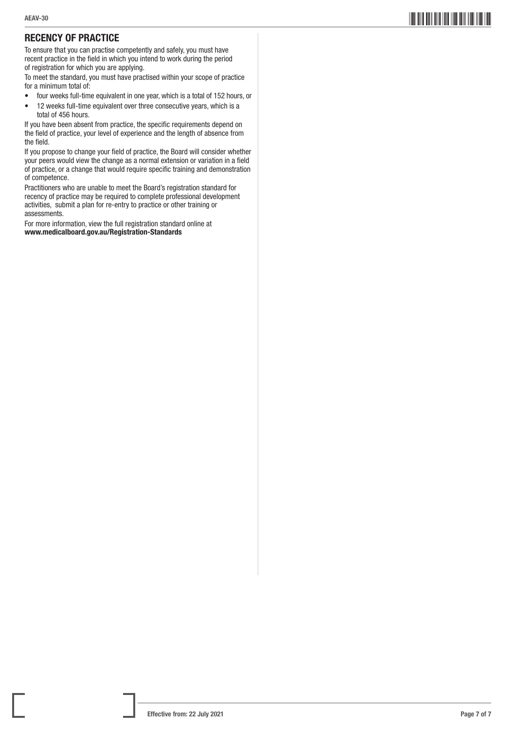## RECENCY OF PRACTICE

To ensure that you can practise competently and safely, you must have recent practice in the field in which you intend to work during the period of registration for which you are applying.

To meet the standard, you must have practised within your scope of practice for a minimum total of:

- four weeks full-time equivalent in one year, which is a total of 152 hours, or
- 12 weeks full-time equivalent over three consecutive years, which is a total of 456 hours.

If you have been absent from practice, the specific requirements depend on the field of practice, your level of experience and the length of absence from the field.

If you propose to change your field of practice, the Board will consider whether your peers would view the change as a normal extension or variation in a field of practice, or a change that would require specific training and demonstration of competence.

Practitioners who are unable to meet the Board's registration standard for recency of practice may be required to complete professional development activities, submit a plan for re-entry to practice or other training or assessments.

For more information, view the full registration standard online at **www.medicalboard.gov.au/Registration-Standards**

Effective from: 22 July 2021